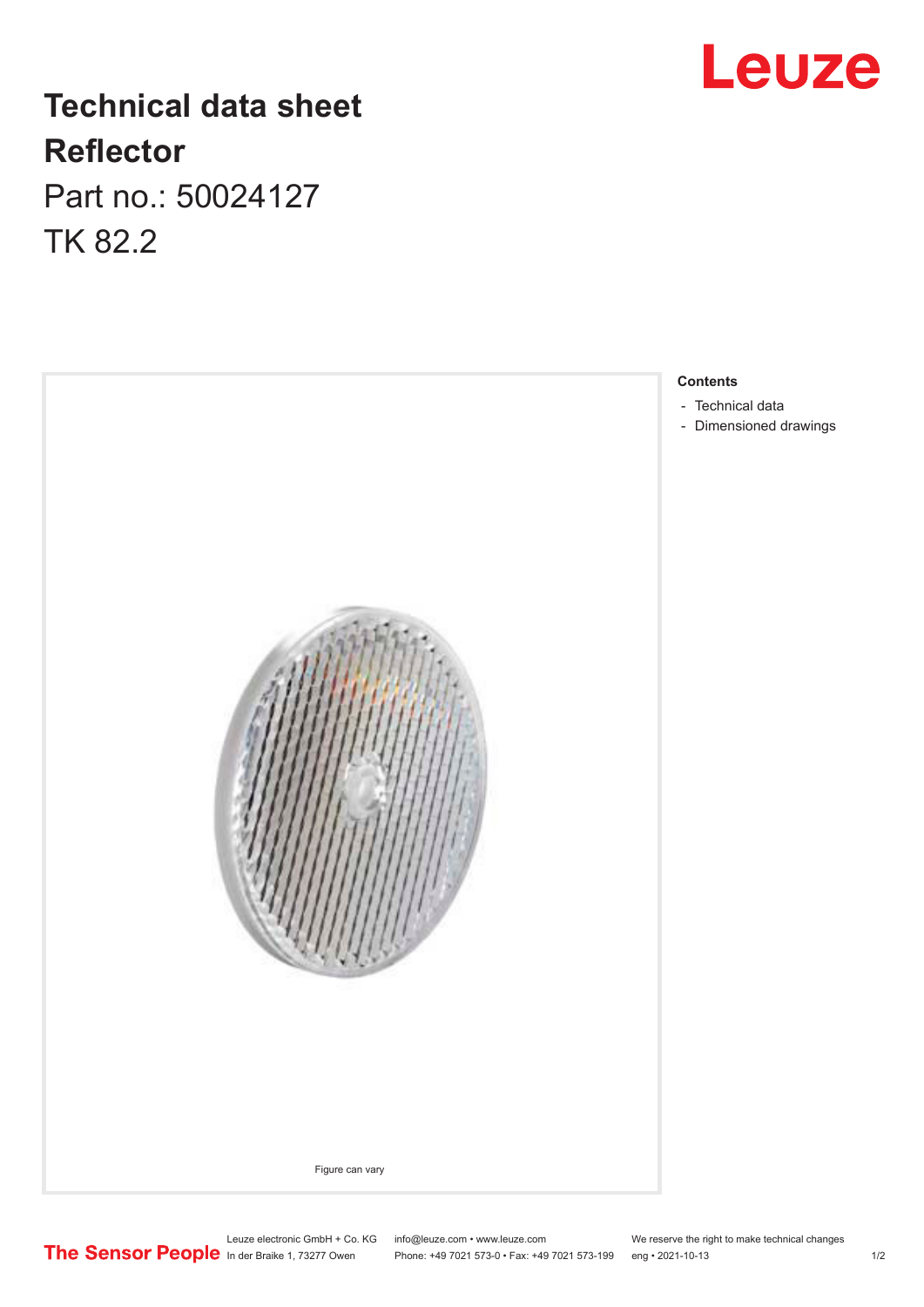# Technical data sheet
## Reflector
Part no.: 50024127

TK 82.2

Figure can vary

**Contents**

- Technical data
- Dimensioned drawings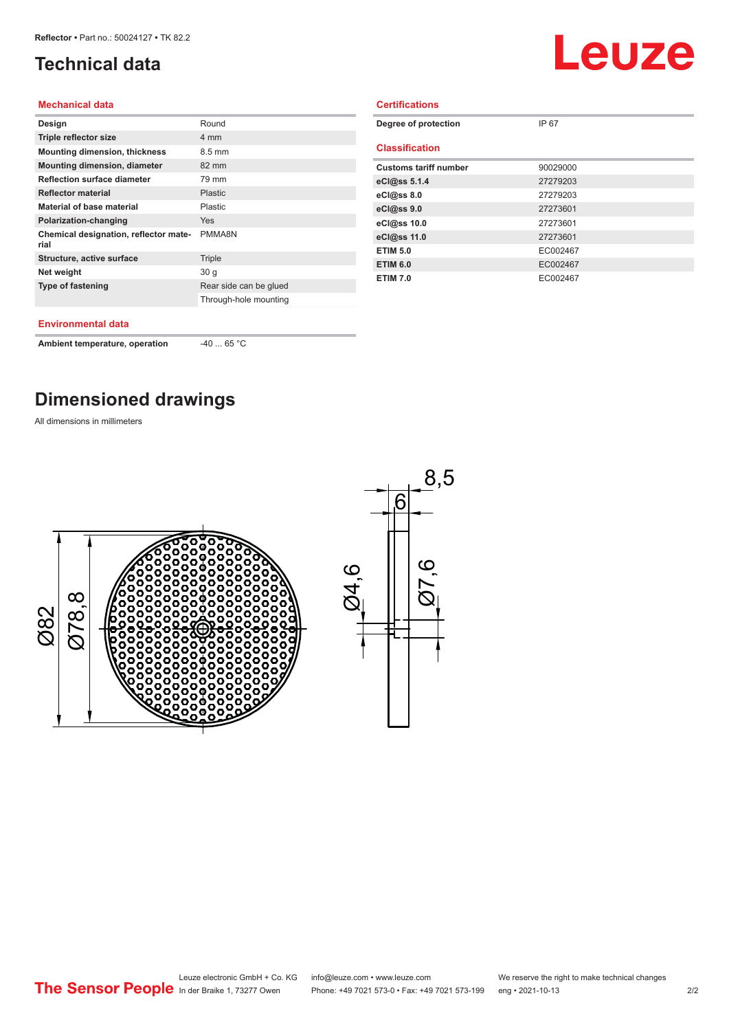# Technical data

## Mechanical data

| | |
|---|---|
| **Design** | Round |
| **Triple reflector size** | 4 mm |
| **Mounting dimension, thickness** | 8.5 mm |
| **Mounting dimension, diameter** | 82 mm |
| **Reflection surface diameter** | 79 mm |
| **Reflector material** | Plastic |
| **Material of base material** | Plastic |
| **Polarization-changing** | Yes |
| **Chemical designation, reflector material** | PMMA8N |
| **Structure, active surface** | Triple |
| **Net weight** | 30 g |
| **Type of fastening** | Rear side can be glued |
| | Through-hole mounting |

## Environmental data

| | |
|---|---|
| **Ambient temperature, operation** | -40 ... 65 °C |

## Certifications

| | |
|---|---|
| **Degree of protection** | IP 67 |

## Classification

| | |
|---|---|
| **Customs tariff number** | 90029000 |
| **eCl@ss 5.1.4** | 27279203 |
| **eCl@ss 8.0** | 27279203 |
| **eCl@ss 9.0** | 27273601 |
| **eCl@ss 10.0** | 27273601 |
| **eCl@ss 11.0** | 27273601 |
| **ETIM 5.0** | EC002467 |
| **ETIM 6.0** | EC002467 |
| **ETIM 7.0** | EC002467 |

# Dimensioned drawings

All dimensions in millimeters

Ø82
Ø78,8
8,5
6
Ø4,6
Ø7,6